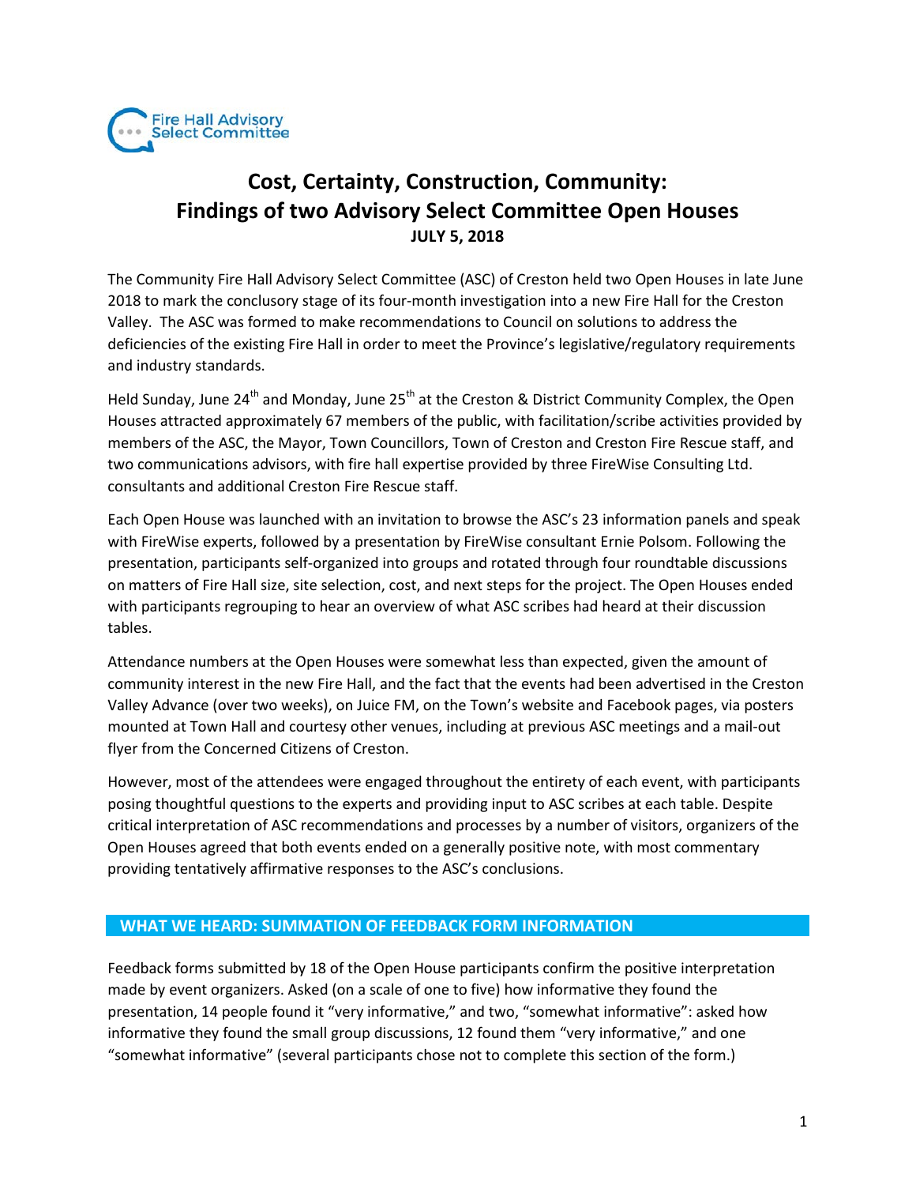Fire Hall Advisory Select Committee

# Cost, Certainty, Construction, Community: Findings of two Advisory Select Committee Open Houses

**JULY 5, 2018**

The Community Fire Hall Advisory Select Committee (ASC) of Creston held two Open Houses in late June 2018 to mark the conclusory stage of its four-month investigation into a new Fire Hall for the Creston Valley. The ASC was formed to make recommendations to Council on solutions to address the deficiencies of the existing Fire Hall in order to meet the Province's legislative/regulatory requirements and industry standards.

Held Sunday, June 24th and Monday, June 25th at the Creston & District Community Complex, the Open Houses attracted approximately 67 members of the public, with facilitation/scribe activities provided by members of the ASC, the Mayor, Town Councillors, Town of Creston and Creston Fire Rescue staff, and two communications advisors, with fire hall expertise provided by three FireWise Consulting Ltd. consultants and additional Creston Fire Rescue staff.

Each Open House was launched with an invitation to browse the ASC's 23 information panels and speak with FireWise experts, followed by a presentation by FireWise consultant Ernie Polsom. Following the presentation, participants self-organized into groups and rotated through four roundtable discussions on matters of Fire Hall size, site selection, cost, and next steps for the project. The Open Houses ended with participants regrouping to hear an overview of what ASC scribes had heard at their discussion tables.

Attendance numbers at the Open Houses were somewhat less than expected, given the amount of community interest in the new Fire Hall, and the fact that the events had been advertised in the Creston Valley Advance (over two weeks), on Juice FM, on the Town's website and Facebook pages, via posters mounted at Town Hall and courtesy other venues, including at previous ASC meetings and a mail-out flyer from the Concerned Citizens of Creston.

However, most of the attendees were engaged throughout the entirety of each event, with participants posing thoughtful questions to the experts and providing input to ASC scribes at each table. Despite critical interpretation of ASC recommendations and processes by a number of visitors, organizers of the Open Houses agreed that both events ended on a generally positive note, with most commentary providing tentatively affirmative responses to the ASC's conclusions.

## WHAT WE HEARD: SUMMATION OF FEEDBACK FORM INFORMATION

Feedback forms submitted by 18 of the Open House participants confirm the positive interpretation made by event organizers. Asked (on a scale of one to five) how informative they found the presentation, 14 people found it "very informative," and two, "somewhat informative": asked how informative they found the small group discussions, 12 found them "very informative," and one "somewhat informative" (several participants chose not to complete this section of the form.)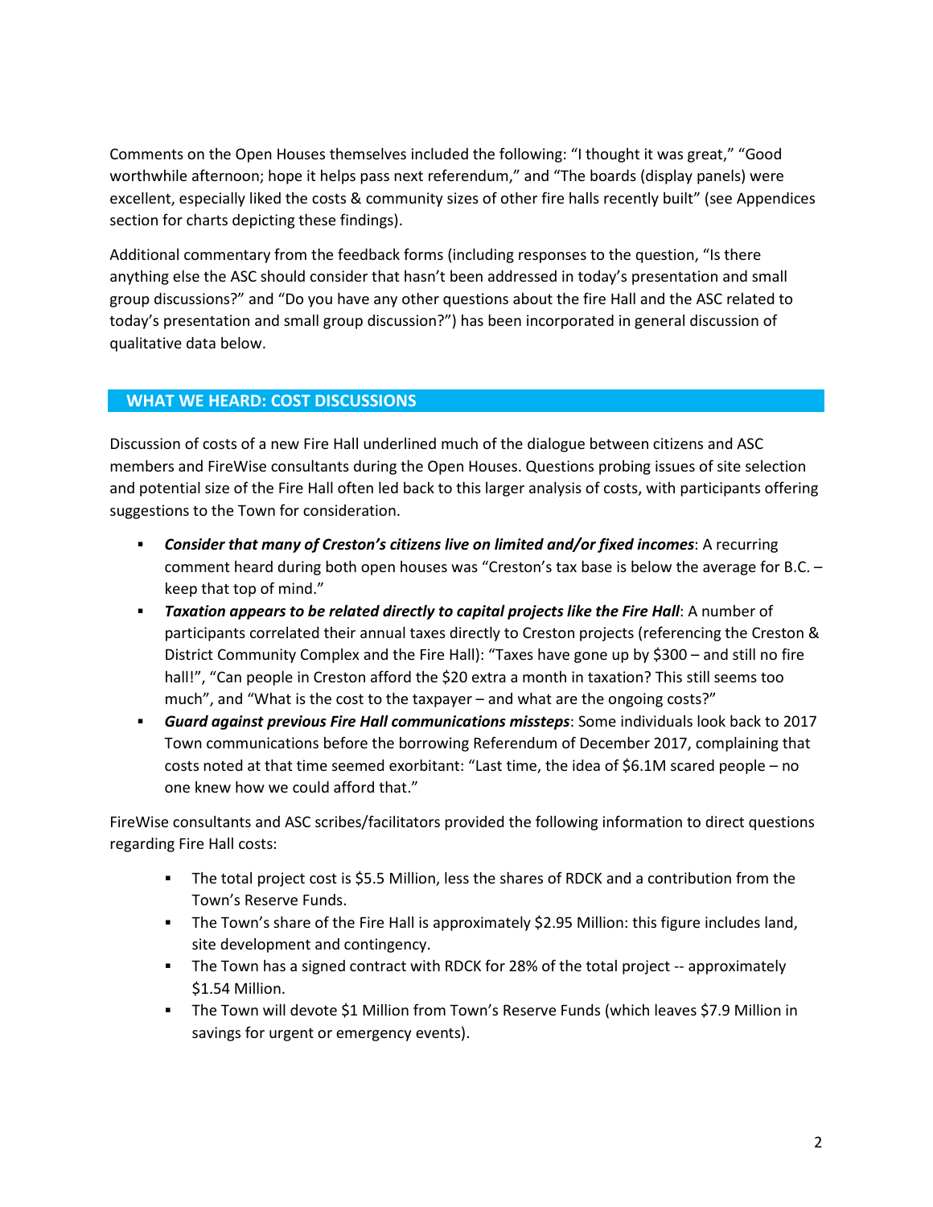Comments on the Open Houses themselves included the following: "I thought it was great," "Good worthwhile afternoon; hope it helps pass next referendum," and "The boards (display panels) were excellent, especially liked the costs & community sizes of other fire halls recently built" (see Appendices section for charts depicting these findings).

Additional commentary from the feedback forms (including responses to the question, "Is there anything else the ASC should consider that hasn't been addressed in today's presentation and small group discussions?" and "Do you have any other questions about the fire Hall and the ASC related to today's presentation and small group discussion?") has been incorporated in general discussion of qualitative data below.

## WHAT WE HEARD: COST DISCUSSIONS

Discussion of costs of a new Fire Hall underlined much of the dialogue between citizens and ASC members and FireWise consultants during the Open Houses. Questions probing issues of site selection and potential size of the Fire Hall often led back to this larger analysis of costs, with participants offering suggestions to the Town for consideration.

- ***Consider that many of Creston's citizens live on limited and/or fixed incomes***: A recurring comment heard during both open houses was "Creston's tax base is below the average for B.C. – keep that top of mind."
- ***Taxation appears to be related directly to capital projects like the Fire Hall***: A number of participants correlated their annual taxes directly to Creston projects (referencing the Creston & District Community Complex and the Fire Hall): "Taxes have gone up by $300 – and still no fire hall!", "Can people in Creston afford the $20 extra a month in taxation? This still seems too much", and "What is the cost to the taxpayer – and what are the ongoing costs?"
- ***Guard against previous Fire Hall communications missteps***: Some individuals look back to 2017 Town communications before the borrowing Referendum of December 2017, complaining that costs noted at that time seemed exorbitant: "Last time, the idea of $6.1M scared people – no one knew how we could afford that."

FireWise consultants and ASC scribes/facilitators provided the following information to direct questions regarding Fire Hall costs:

- The total project cost is $5.5 Million, less the shares of RDCK and a contribution from the Town's Reserve Funds.
- The Town's share of the Fire Hall is approximately $2.95 Million: this figure includes land, site development and contingency.
- The Town has a signed contract with RDCK for 28% of the total project -- approximately $1.54 Million.
- The Town will devote $1 Million from Town's Reserve Funds (which leaves $7.9 Million in savings for urgent or emergency events).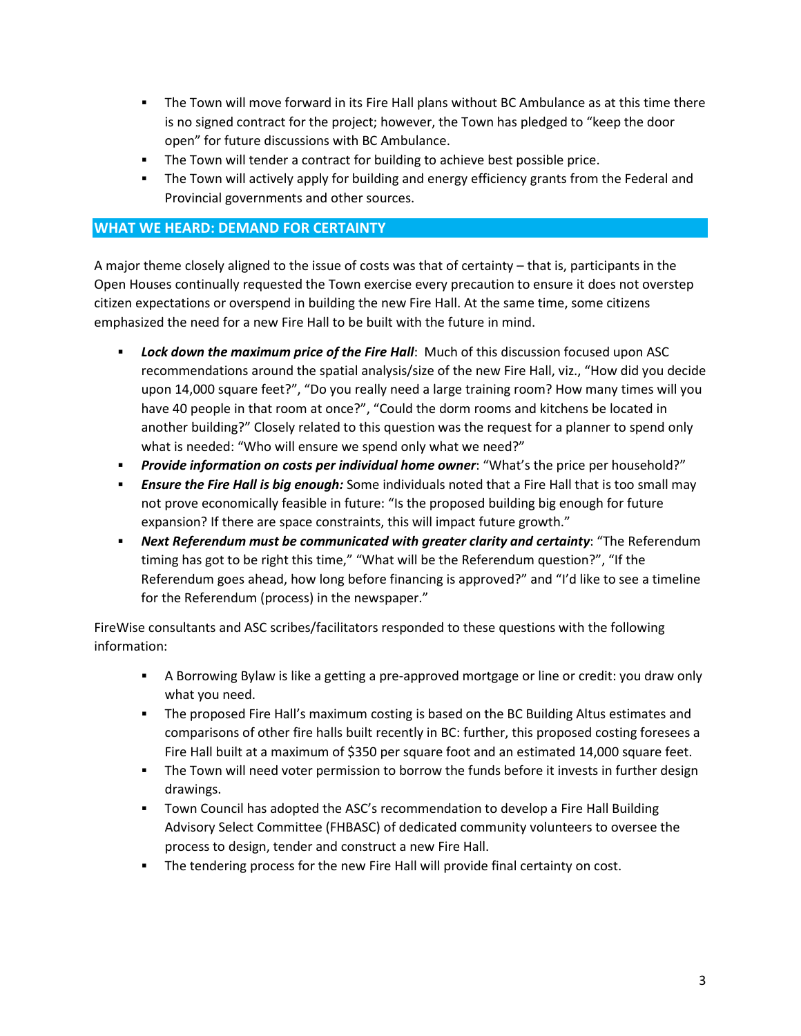- The Town will move forward in its Fire Hall plans without BC Ambulance as at this time there is no signed contract for the project; however, the Town has pledged to "keep the door open" for future discussions with BC Ambulance.
- The Town will tender a contract for building to achieve best possible price.
- The Town will actively apply for building and energy efficiency grants from the Federal and Provincial governments and other sources.

## WHAT WE HEARD: DEMAND FOR CERTAINTY

A major theme closely aligned to the issue of costs was that of certainty – that is, participants in the Open Houses continually requested the Town exercise every precaution to ensure it does not overstep citizen expectations or overspend in building the new Fire Hall. At the same time, some citizens emphasized the need for a new Fire Hall to be built with the future in mind.

- ***Lock down the maximum price of the Fire Hall***: Much of this discussion focused upon ASC recommendations around the spatial analysis/size of the new Fire Hall, viz., "How did you decide upon 14,000 square feet?", "Do you really need a large training room? How many times will you have 40 people in that room at once?", "Could the dorm rooms and kitchens be located in another building?" Closely related to this question was the request for a planner to spend only what is needed: "Who will ensure we spend only what we need?"
- ***Provide information on costs per individual home owner***: "What's the price per household?"
- ***Ensure the Fire Hall is big enough:*** Some individuals noted that a Fire Hall that is too small may not prove economically feasible in future: "Is the proposed building big enough for future expansion? If there are space constraints, this will impact future growth."
- ***Next Referendum must be communicated with greater clarity and certainty***: "The Referendum timing has got to be right this time," "What will be the Referendum question?", "If the Referendum goes ahead, how long before financing is approved?" and "I'd like to see a timeline for the Referendum (process) in the newspaper."

FireWise consultants and ASC scribes/facilitators responded to these questions with the following information:

- A Borrowing Bylaw is like a getting a pre-approved mortgage or line or credit: you draw only what you need.
- The proposed Fire Hall's maximum costing is based on the BC Building Altus estimates and comparisons of other fire halls built recently in BC: further, this proposed costing foresees a Fire Hall built at a maximum of $350 per square foot and an estimated 14,000 square feet.
- The Town will need voter permission to borrow the funds before it invests in further design drawings.
- Town Council has adopted the ASC's recommendation to develop a Fire Hall Building Advisory Select Committee (FHBASC) of dedicated community volunteers to oversee the process to design, tender and construct a new Fire Hall.
- The tendering process for the new Fire Hall will provide final certainty on cost.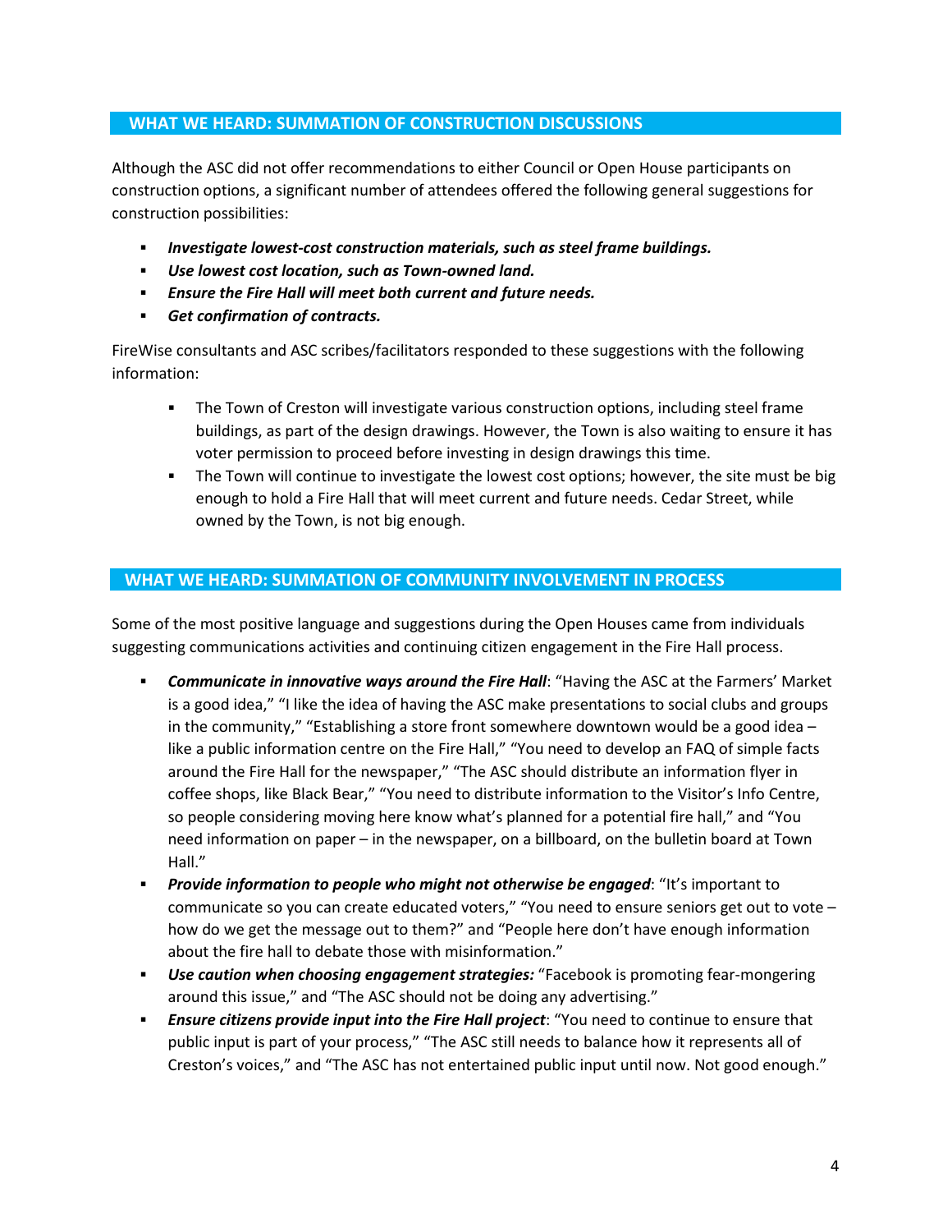## WHAT WE HEARD: SUMMATION OF CONSTRUCTION DISCUSSIONS

Although the ASC did not offer recommendations to either Council or Open House participants on construction options, a significant number of attendees offered the following general suggestions for construction possibilities:

- ***Investigate lowest-cost construction materials, such as steel frame buildings.***
- ***Use lowest cost location, such as Town-owned land.***
- ***Ensure the Fire Hall will meet both current and future needs.***
- ***Get confirmation of contracts.***

FireWise consultants and ASC scribes/facilitators responded to these suggestions with the following information:

- The Town of Creston will investigate various construction options, including steel frame buildings, as part of the design drawings. However, the Town is also waiting to ensure it has voter permission to proceed before investing in design drawings this time.
- The Town will continue to investigate the lowest cost options; however, the site must be big enough to hold a Fire Hall that will meet current and future needs. Cedar Street, while owned by the Town, is not big enough.

## WHAT WE HEARD: SUMMATION OF COMMUNITY INVOLVEMENT IN PROCESS

Some of the most positive language and suggestions during the Open Houses came from individuals suggesting communications activities and continuing citizen engagement in the Fire Hall process.

- ***Communicate in innovative ways around the Fire Hall***: "Having the ASC at the Farmers' Market is a good idea," "I like the idea of having the ASC make presentations to social clubs and groups in the community," "Establishing a store front somewhere downtown would be a good idea – like a public information centre on the Fire Hall," "You need to develop an FAQ of simple facts around the Fire Hall for the newspaper," "The ASC should distribute an information flyer in coffee shops, like Black Bear," "You need to distribute information to the Visitor's Info Centre, so people considering moving here know what's planned for a potential fire hall," and "You need information on paper – in the newspaper, on a billboard, on the bulletin board at Town Hall."
- ***Provide information to people who might not otherwise be engaged***: "It's important to communicate so you can create educated voters," "You need to ensure seniors get out to vote – how do we get the message out to them?" and "People here don't have enough information about the fire hall to debate those with misinformation."
- ***Use caution when choosing engagement strategies:*** "Facebook is promoting fear-mongering around this issue," and "The ASC should not be doing any advertising."
- ***Ensure citizens provide input into the Fire Hall project***: "You need to continue to ensure that public input is part of your process," "The ASC still needs to balance how it represents all of Creston's voices," and "The ASC has not entertained public input until now. Not good enough."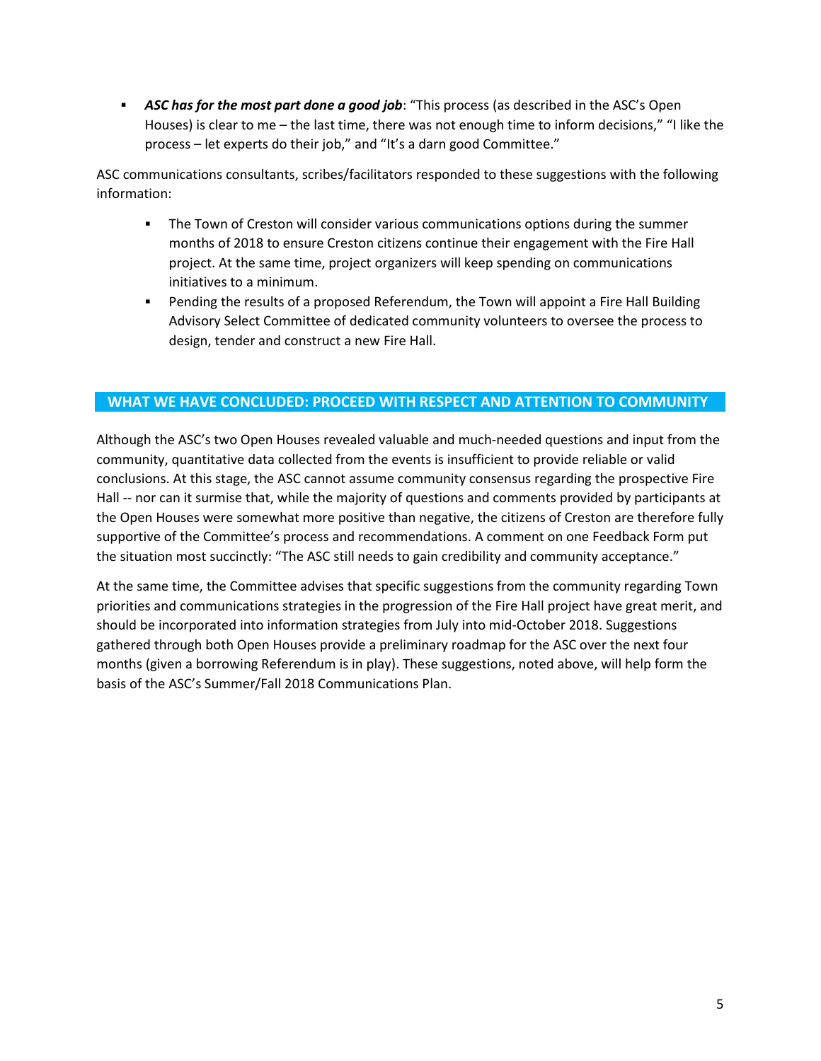- ***ASC has for the most part done a good job***: "This process (as described in the ASC's Open Houses) is clear to me – the last time, there was not enough time to inform decisions," "I like the process – let experts do their job," and "It's a darn good Committee."

ASC communications consultants, scribes/facilitators responded to these suggestions with the following information:

- The Town of Creston will consider various communications options during the summer months of 2018 to ensure Creston citizens continue their engagement with the Fire Hall project. At the same time, project organizers will keep spending on communications initiatives to a minimum.
- Pending the results of a proposed Referendum, the Town will appoint a Fire Hall Building Advisory Select Committee of dedicated community volunteers to oversee the process to design, tender and construct a new Fire Hall.

## WHAT WE HAVE CONCLUDED: PROCEED WITH RESPECT AND ATTENTION TO COMMUNITY

Although the ASC's two Open Houses revealed valuable and much-needed questions and input from the community, quantitative data collected from the events is insufficient to provide reliable or valid conclusions. At this stage, the ASC cannot assume community consensus regarding the prospective Fire Hall -- nor can it surmise that, while the majority of questions and comments provided by participants at the Open Houses were somewhat more positive than negative, the citizens of Creston are therefore fully supportive of the Committee's process and recommendations. A comment on one Feedback Form put the situation most succinctly: "The ASC still needs to gain credibility and community acceptance."

At the same time, the Committee advises that specific suggestions from the community regarding Town priorities and communications strategies in the progression of the Fire Hall project have great merit, and should be incorporated into information strategies from July into mid-October 2018. Suggestions gathered through both Open Houses provide a preliminary roadmap for the ASC over the next four months (given a borrowing Referendum is in play). These suggestions, noted above, will help form the basis of the ASC's Summer/Fall 2018 Communications Plan.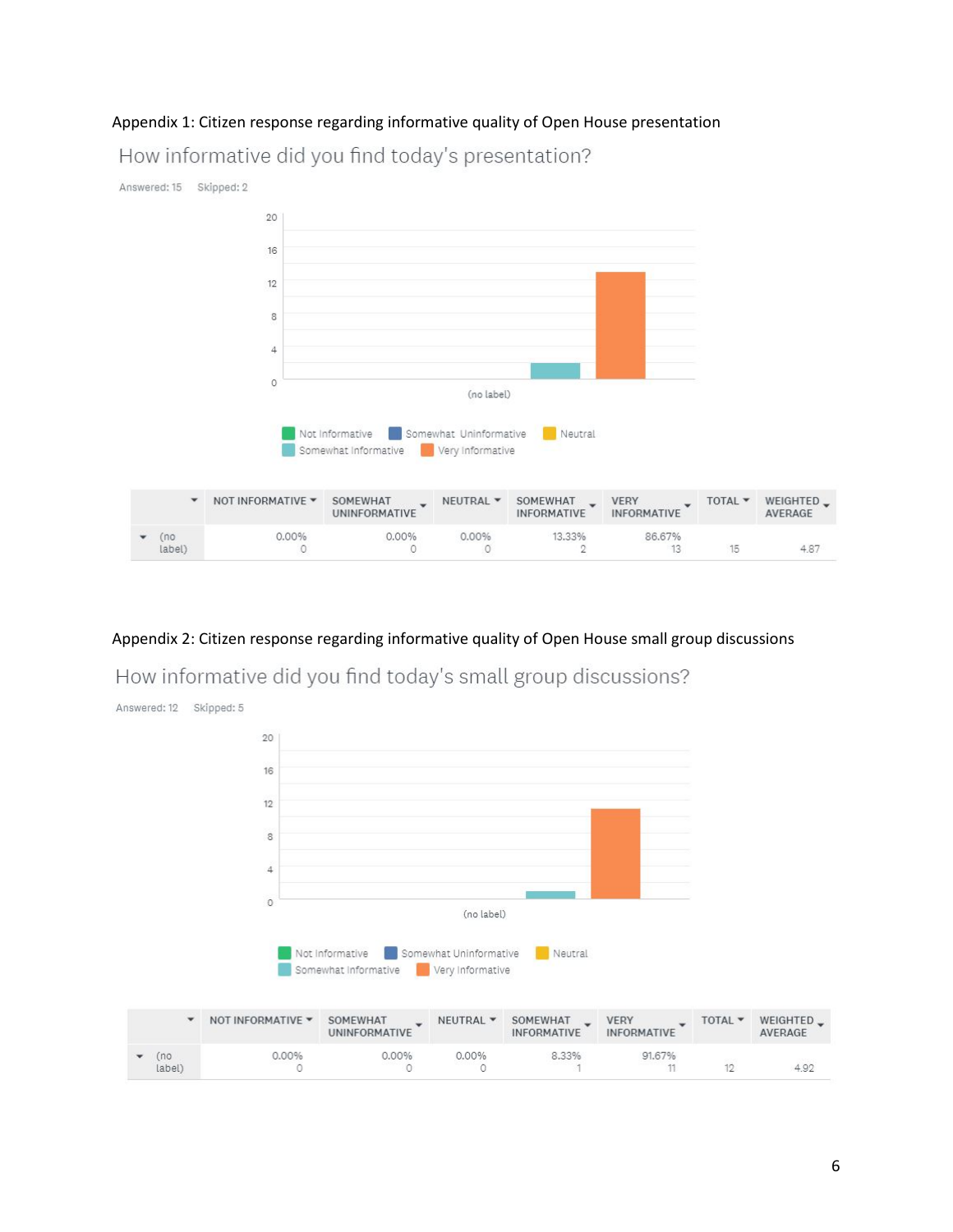Appendix 1: Citizen response regarding informative quality of Open House presentation

## How informative did you find today's presentation?

Answered: 15 Skipped: 2

Not Informative | Somewhat Uninformative | Neutral | Somewhat Informative | Very Informative

| | NOT INFORMATIVE | SOMEWHAT UNINFORMATIVE | NEUTRAL | SOMEWHAT INFORMATIVE | VERY INFORMATIVE | TOTAL | WEIGHTED AVERAGE |
|---|---|---|---|---|---|---|---|
| (no label) | 0.00% 0 | 0.00% 0 | 0.00% 0 | 13.33% 2 | 86.67% 13 | 15 | 4.87 |

Appendix 2: Citizen response regarding informative quality of Open House small group discussions

## How informative did you find today's small group discussions?

Answered: 12 Skipped: 5

Not Informative | Somewhat Uninformative | Neutral | Somewhat Informative | Very Informative

| | NOT INFORMATIVE | SOMEWHAT UNINFORMATIVE | NEUTRAL | SOMEWHAT INFORMATIVE | VERY INFORMATIVE | TOTAL | WEIGHTED AVERAGE |
|---|---|---|---|---|---|---|---|
| (no label) | 0.00% 0 | 0.00% 0 | 0.00% 0 | 8.33% 1 | 91.67% 11 | 12 | 4.92 |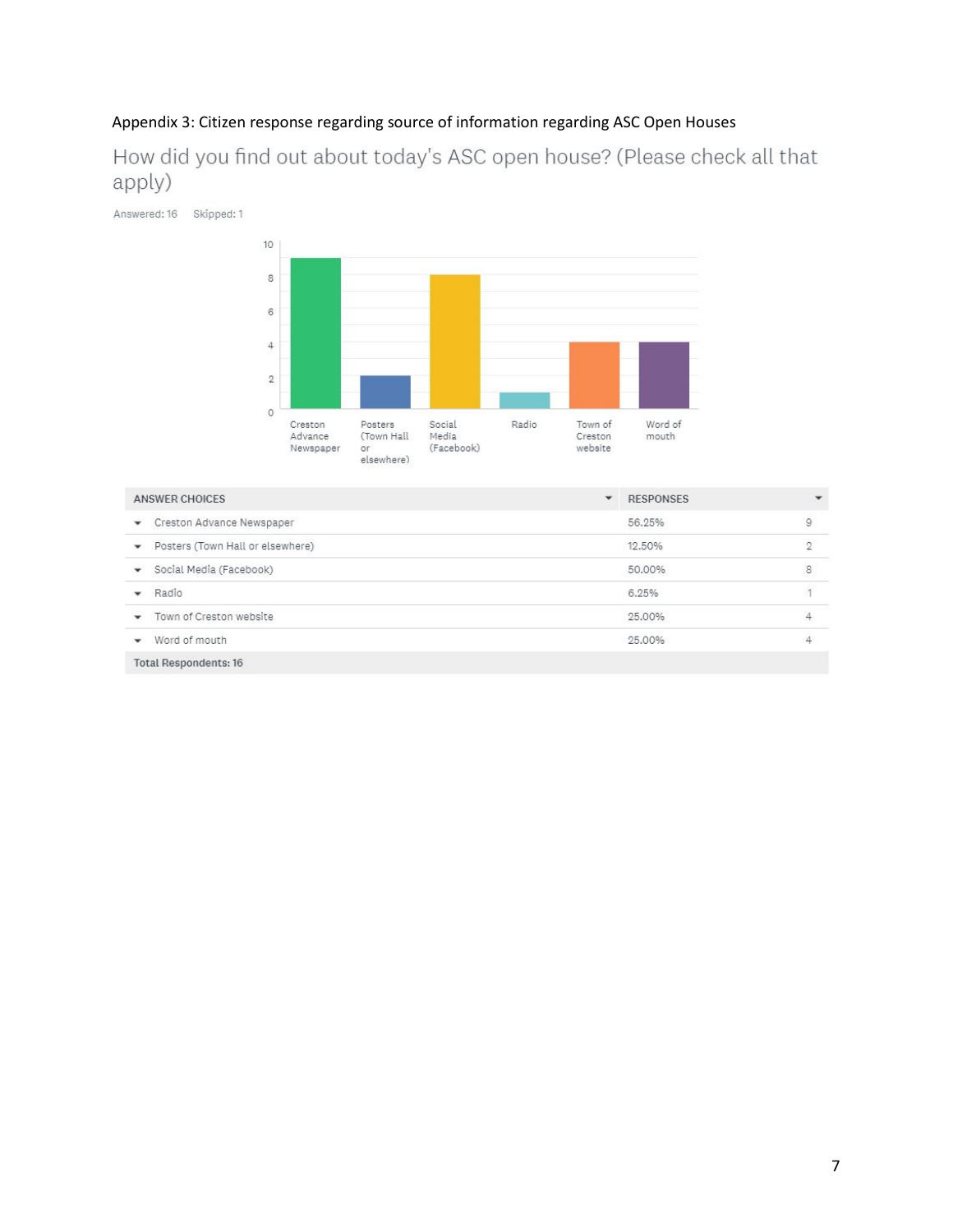Appendix 3: Citizen response regarding source of information regarding ASC Open Houses

## How did you find out about today's ASC open house? (Please check all that apply)

Answered: 16 Skipped: 1

10
8
6
4
2
0

Creston Advance Newspaper
Posters (Town Hall or elsewhere)
Social Media (Facebook)
Radio
Town of Creston website
Word of mouth

| ANSWER CHOICES | RESPONSES | |
|---|---|---|
| Creston Advance Newspaper | 56.25% | 9 |
| Posters (Town Hall or elsewhere) | 12.50% | 2 |
| Social Media (Facebook) | 50.00% | 8 |
| Radio | 6.25% | 1 |
| Town of Creston website | 25.00% | 4 |
| Word of mouth | 25.00% | 4 |
| Total Respondents: 16 | | |